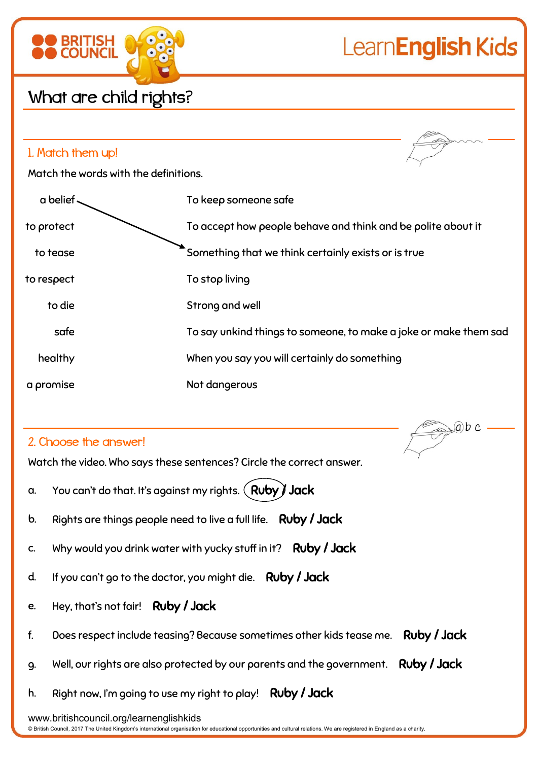# What are child rights?

## 1. Match them up!

Match the words with the definitions.

| | |
|---|---|
| a belief | To keep someone safe |
| to protect | To accept how people behave and think and be polite about it |
| to tease | Something that we think certainly exists or is true |
| to respect | To stop living |
| to die | Strong and well |
| safe | To say unkind things to someone, to make a joke or make them sad |
| healthy | When you say you will certainly do something |
| a promise | Not dangerous |

(Example: a belief → Something that we think certainly exists or is true)

## 2. Choose the answer!

Watch the video. Who says these sentences? Circle the correct answer.

a. You can't do that. It's against my rights. **Ruby / Jack** (example: Ruby circled)

b. Rights are things people need to live a full life. **Ruby / Jack**

c. Why would you drink water with yucky stuff in it? **Ruby / Jack**

d. If you can't go to the doctor, you might die. **Ruby / Jack**

e. Hey, that's not fair! **Ruby / Jack**

f. Does respect include teasing? Because sometimes other kids tease me. **Ruby / Jack**

g. Well, our rights are also protected by our parents and the government. **Ruby / Jack**

h. Right now, I'm going to use my right to play! **Ruby / Jack**

www.britishcouncil.org/learnenglishkids

© British Council, 2017 The United Kingdom's international organisation for educational opportunities and cultural relations. We are registered in England as a charity.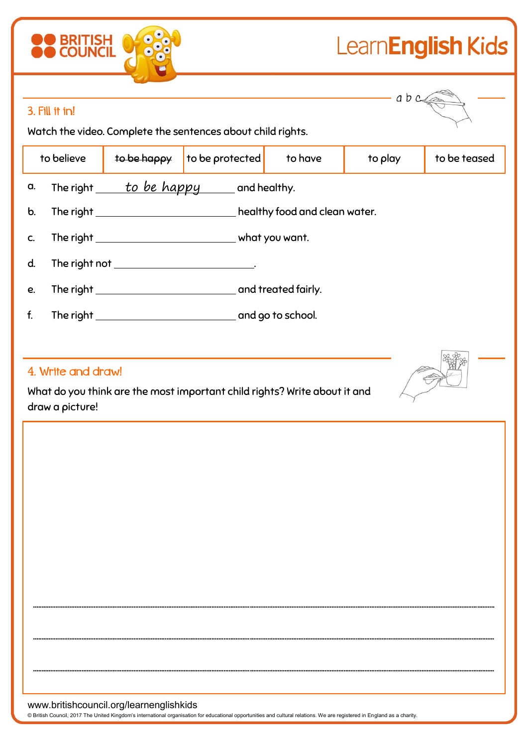## 3. Fill it in!

Watch the video. Complete the sentences about child rights.

| | | | | | |
|---|---|---|---|---|---|
| to believe | ~~to be happy~~ | to be protected | to have | to play | to be teased |

a. The right ___*to be happy*___ and healthy.

b. The right ______________________ healthy food and clean water.

c. The right ______________________ what you want.

d. The right not ______________________.

e. The right ______________________ and treated fairly.

f. The right ______________________ and go to school.

## 4. Write and draw!

What do you think are the most important child rights? Write about it and draw a picture!

.......................................................................................................................................

.......................................................................................................................................

.......................................................................................................................................

www.britishcouncil.org/learnenglishkids

© British Council, 2017 The United Kingdom's international organisation for educational opportunities and cultural relations. We are registered in England as a charity.